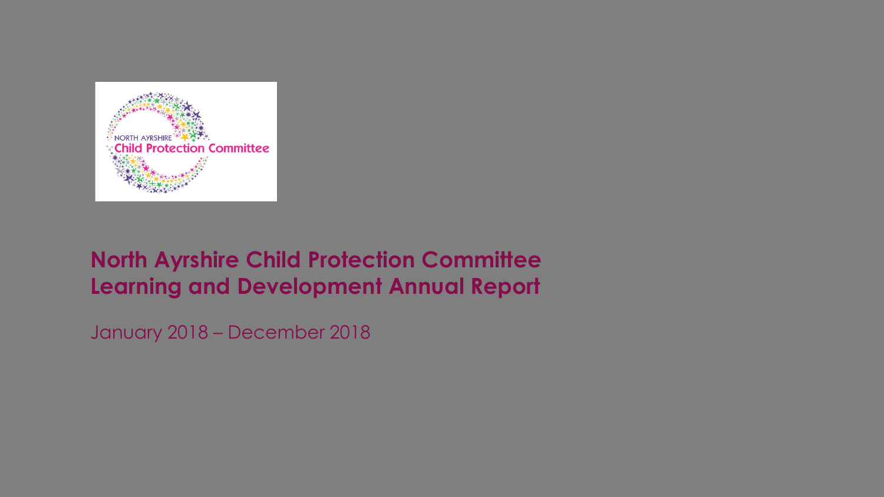# North Ayrshire Child Protection Committee Learning and Development Annual Report

January 2018 – December 2018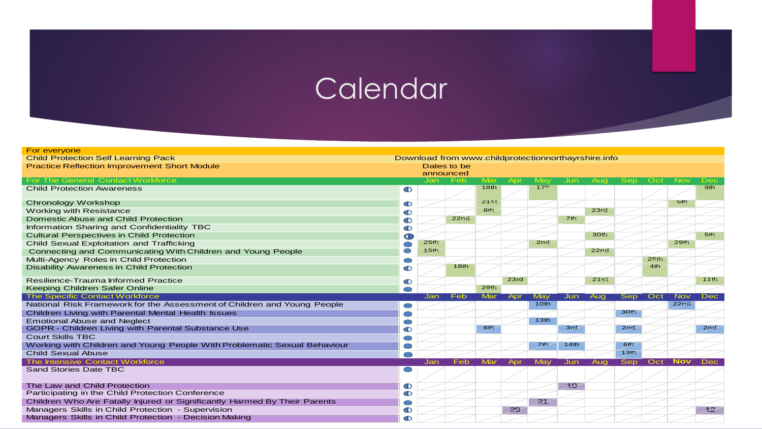# Calendar

| For everyone | | | | | | | | | | | | |
|---|---|---|---|---|---|---|---|---|---|---|---|---|
| Child Protection Self Learning Pack | Download from www.childprotectionnorthayrshire.info | | | | | | | | | | | |
| Practice Reflection Improvement Short Module | Dates to be announced | | | | | | | | | | | |
| **For The General Contact Workforce** | **Jan** | **Feb** | **Mar** | **Apr** | **May** | **Jun** | **Aug** | **Sep** | **Oct** | **Nov** | **Dec** | |
| Child Protection Awareness | | | 18th | | 17th | | | | | | 9th | |
| Chronology Workshop | | | 21st | | | | | | | 5th | | |
| Working with Resistance | | | 8th | | | | 23rd | | | | | |
| Domestic Abuse and Child Protection | | 22nd | | | | 7th | | | | | | |
| Information Sharing and Confidentiality TBC | | | | | | | | | | | | |
| Cultural Perspectives in Child Protection | | | | | | | 30th | | | | 5th | |
| Child Sexual Exploitation and Trafficking | 25th | | | | 2nd | | | | | 29th | | |
| Connecting and Communicating With Children and Young People | 15th | | | | | | 22nd | | | | | |
| Multi-Agency Roles in Child Protection | | | | | | | | | 25th | | | |
| Disability Awareness in Child Protection | | 18th | | | | | | | 4th | | | |
| Resilience-Trauma Informed Practice | | | | 23rd | | | 21st | | | | 11th | |
| Keeping Children Safer Online | | | 29th | | | | | | | | | |
| **The Specific Contact Workforce** | **Jan** | **Feb** | **Mar** | **Apr** | **May** | **Jun** | **Aug** | **Sep** | **Oct** | **Nov** | **Dec** | |
| National Risk Framework for the Assessment of Children and Young People | | | | | 10th | | | | | 22nd | | |
| Children Living with Parental Mental Health Issues | | | | | | | | 30th | | | | |
| Emotional Abuse and Neglect | | | | | 13th | | | | | | | |
| GOPR - Children Living with Parental Substance Use | | | 6th | | | 3rd | | 2nd | | | 2nd | |
| Court Skills TBC | | | | | | | | | | | | |
| Working with Children and Young People With Problematic Sexual Behaviour | | | | | 7th | 14th | | 6th | | | | |
| Child Sexual Abuse | | | | | | | | 13th | | | | |
| **The Intensive Contact Workforce** | **Jan** | **Feb** | **Mar** | **Apr** | **May** | **Jun** | **Aug** | **Sep** | **Oct** | **Nov** | **Dec** | |
| Sand Stories Date TBC | | | | | | | | | | | | |
| The Law and Child Protection | | | | | | 10 | | | | | | |
| Participating in the Child Protection Conference | | | | | | | | | | | | |
| Children Who Are Fatally Injured or Significantly Harmed By Their Parents | | | | | 21 | | | | | | | |
| Managers Skills in Child Protection - Supervision | | | | 29 | | | | | | | 12 | |
| Managers Skills in Child Protection - Decision Making | | | | | | | | | | | | |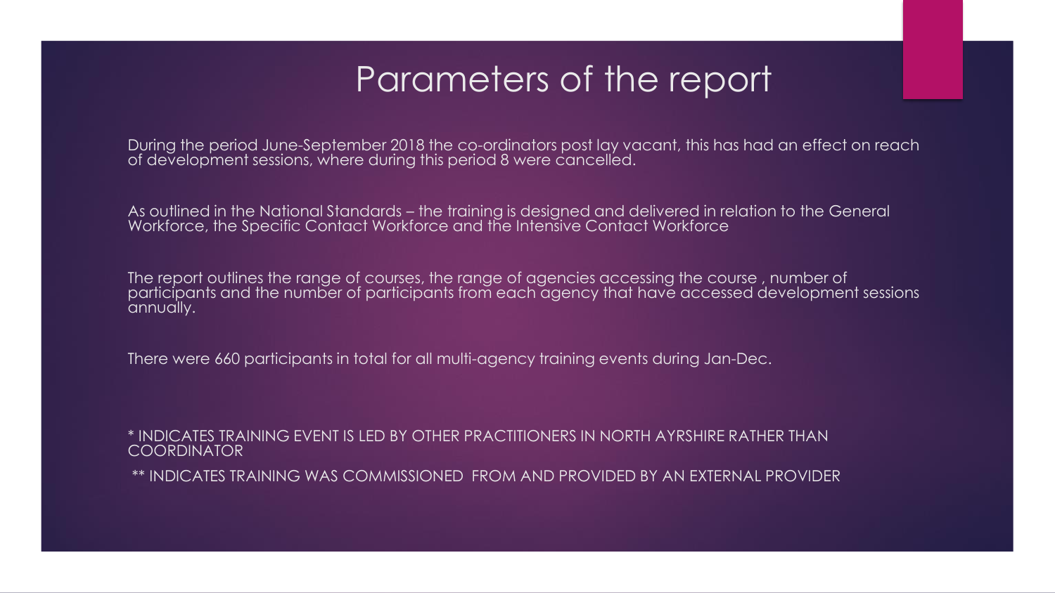# Parameters of the report

During the period June-September 2018 the co-ordinators post lay vacant, this has had an effect on reach of development sessions, where during this period 8 were cancelled.

As outlined in the National Standards – the training is designed and delivered in relation to the General Workforce, the Specific Contact Workforce and the Intensive Contact Workforce

The report outlines the range of courses, the range of agencies accessing the course , number of participants and the number of participants from each agency that have accessed development sessions annually.

There were 660 participants in total for all multi-agency training events during Jan-Dec.

* INDICATES TRAINING EVENT IS LED BY OTHER PRACTITIONERS IN NORTH AYRSHIRE RATHER THAN COORDINATOR

** INDICATES TRAINING WAS COMMISSIONED FROM AND PROVIDED BY AN EXTERNAL PROVIDER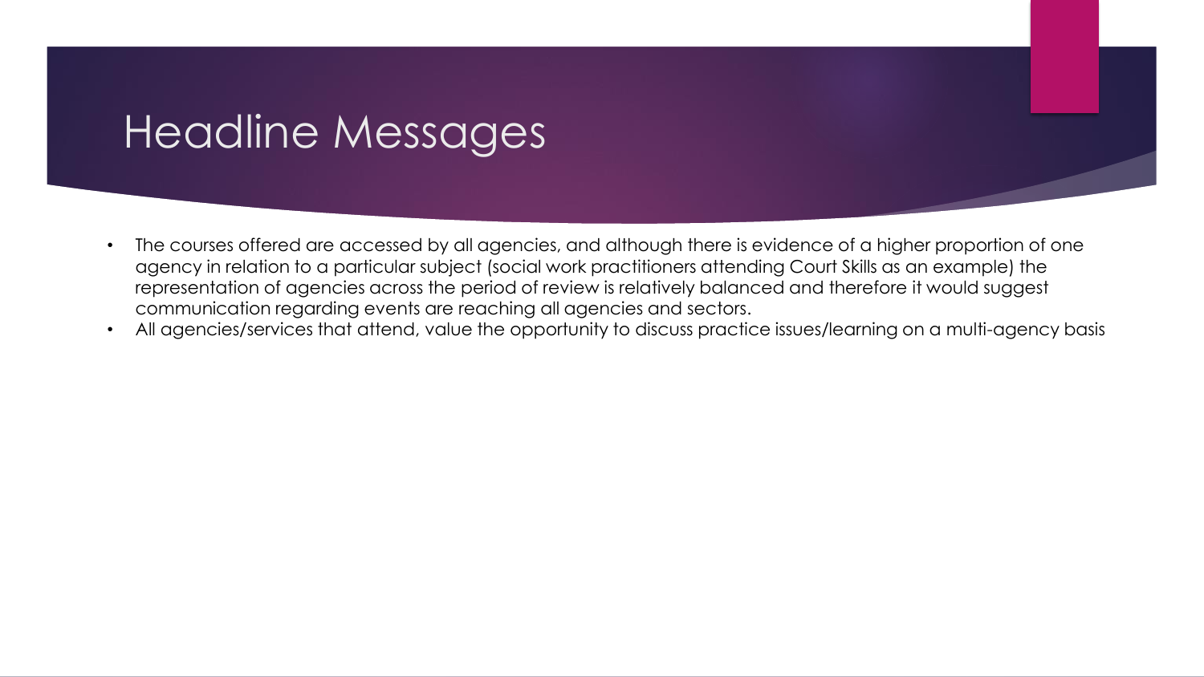# Headline Messages

- The courses offered are accessed by all agencies, and although there is evidence of a higher proportion of one agency in relation to a particular subject (social work practitioners attending Court Skills as an example) the representation of agencies across the period of review is relatively balanced and therefore it would suggest communication regarding events are reaching all agencies and sectors.
- All agencies/services that attend, value the opportunity to discuss practice issues/learning on a multi-agency basis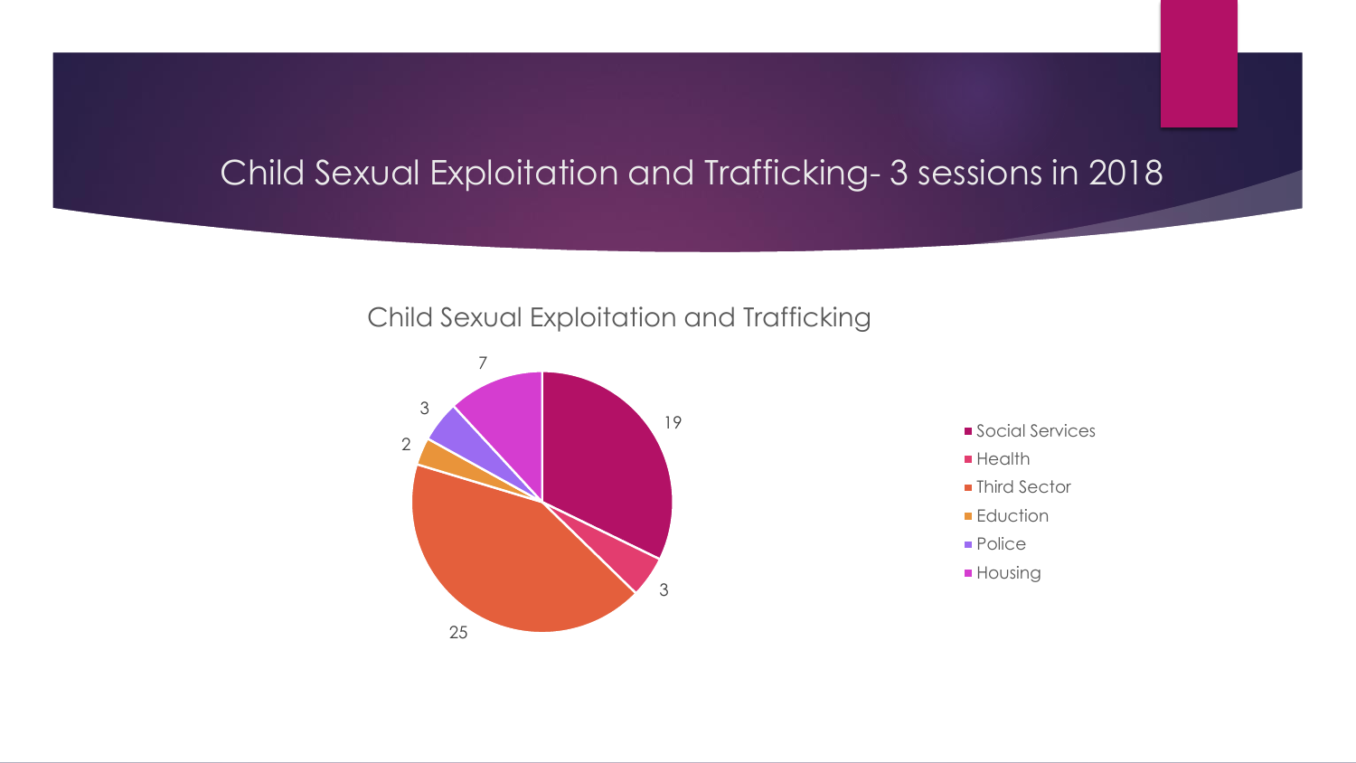# Child Sexual Exploitation and Trafficking- 3 sessions in 2018

## Child Sexual Exploitation and Trafficking

| Sector | Number |
| --- | --- |
| Social Services | 19 |
| Health | 3 |
| Third Sector | 25 |
| Eduction | 2 |
| Police | 3 |
| Housing | 7 |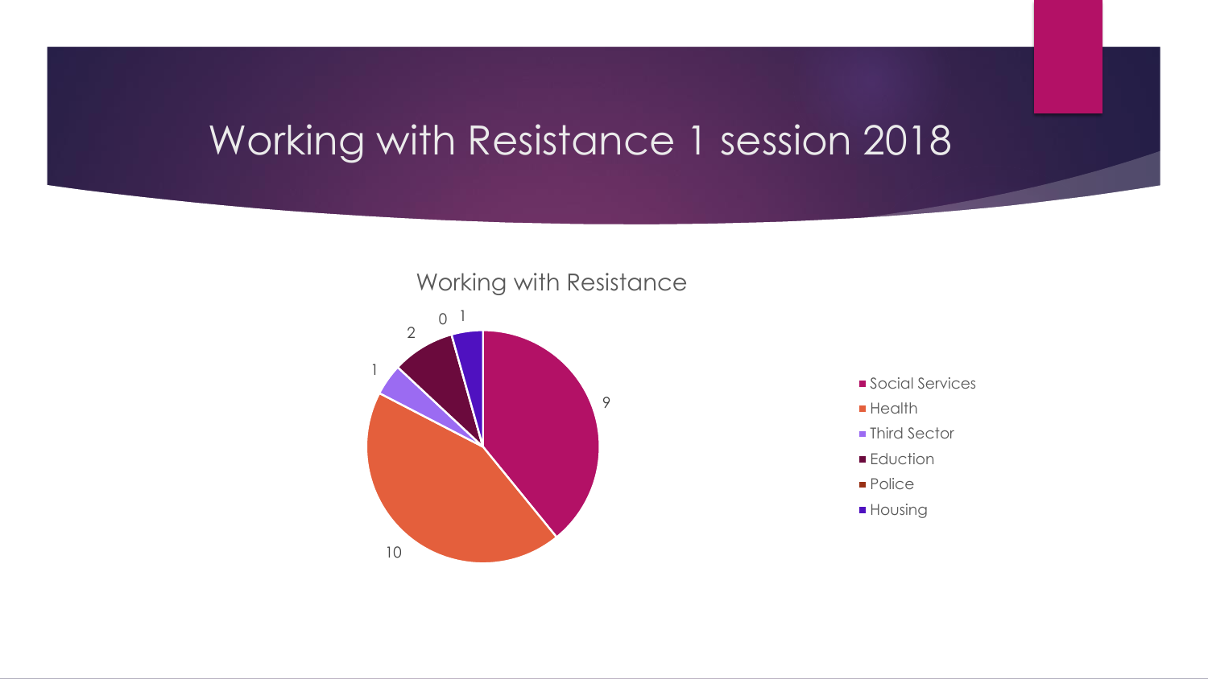# Working with Resistance 1 session 2018

## Working with Resistance

| Sector | Count |
|---|---|
| Social Services | 9 |
| Health | 10 |
| Third Sector | 1 |
| Eduction | 2 |
| Police | 0 |
| Housing | 1 |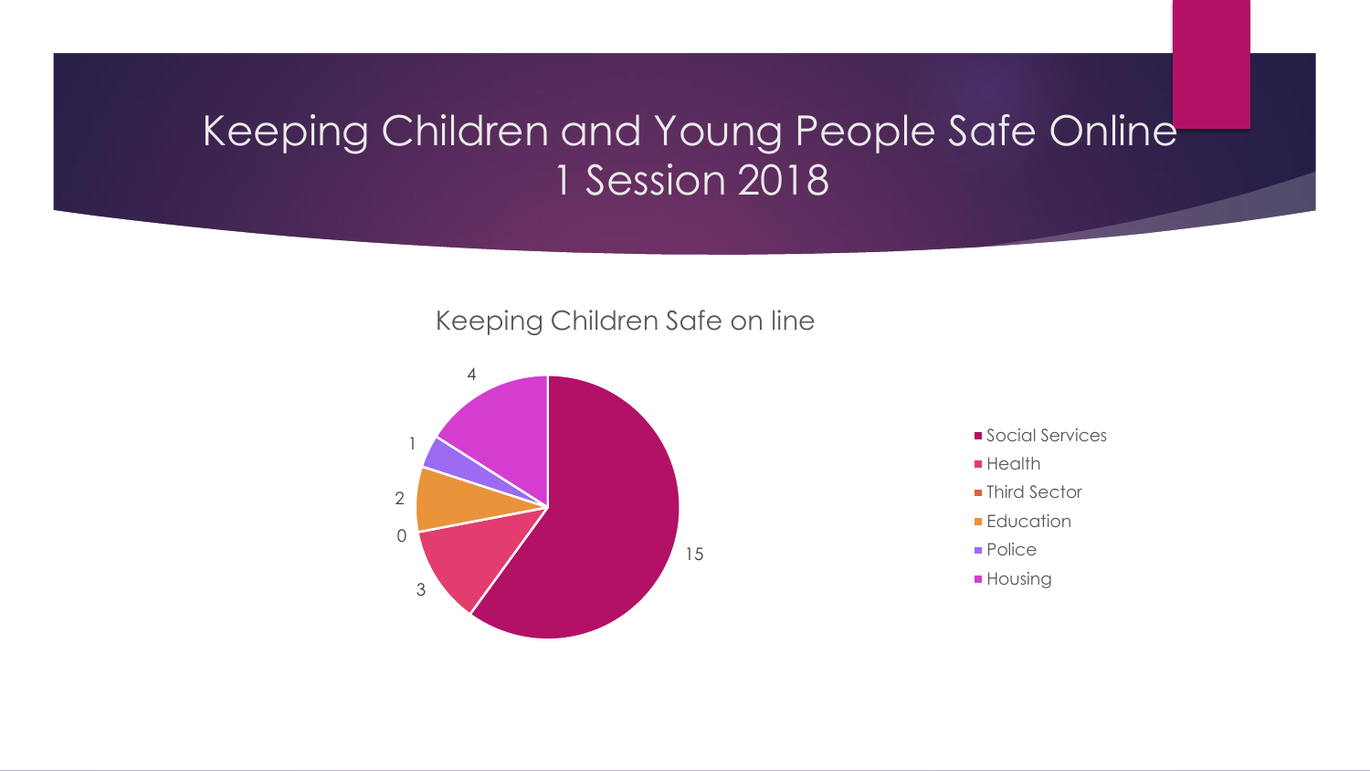# Keeping Children and Young People Safe Online 1 Session 2018

Keeping Children Safe on line

| Category | Value |
| --- | --- |
| Social Services | 15 |
| Health | 3 |
| Third Sector | 0 |
| Education | 2 |
| Police | 1 |
| Housing | 4 |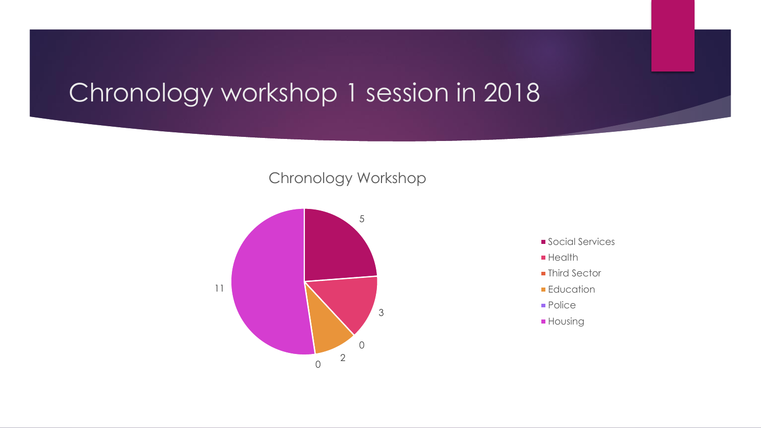# Chronology workshop 1 session in 2018

**Chronology Workshop**

| Sector | Value |
| --- | --- |
| Social Services | 5 |
| Health | 3 |
| Third Sector | 0 |
| Education | 2 |
| Police | 0 |
| Housing | 11 |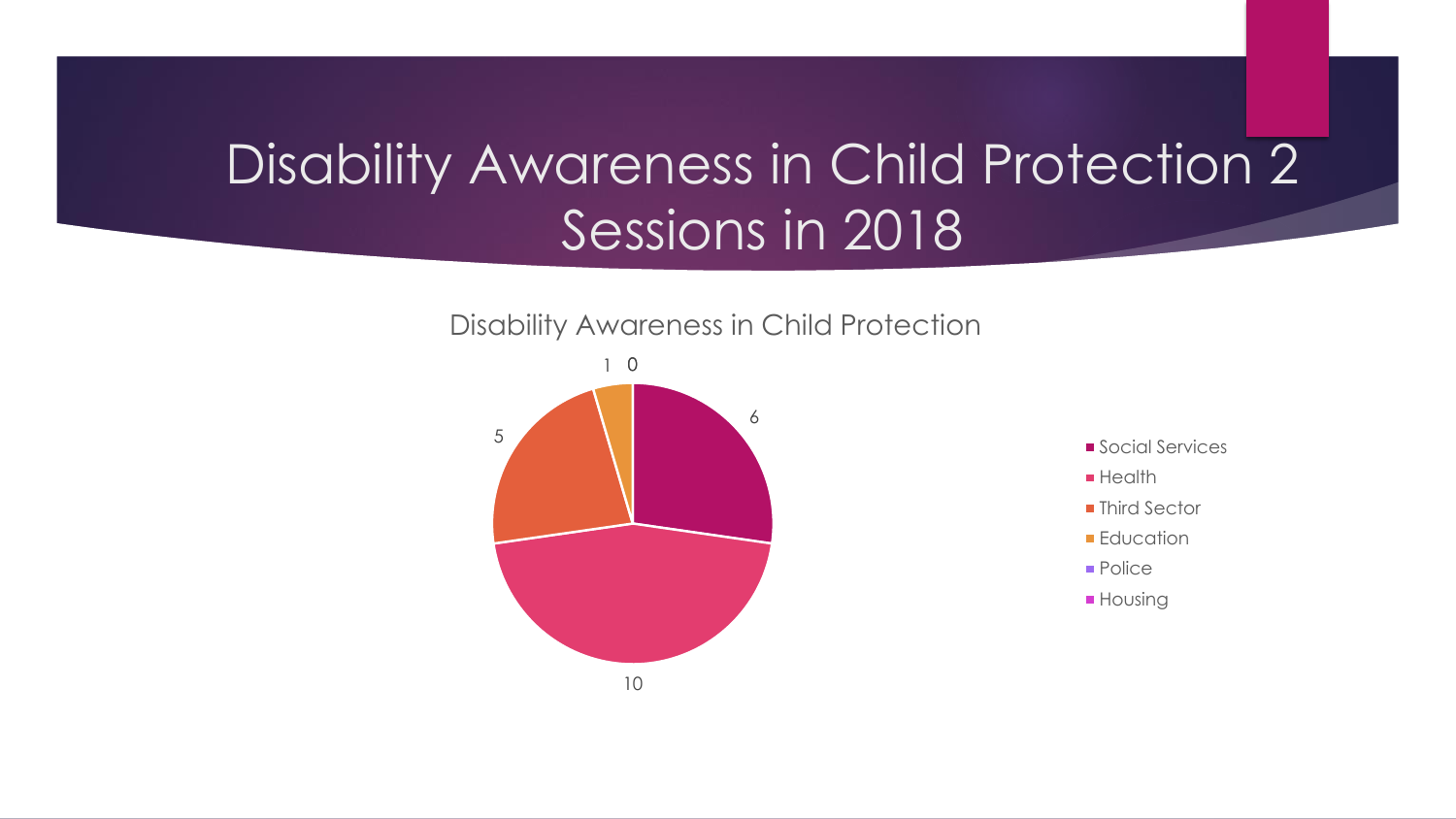# Disability Awareness in Child Protection 2 Sessions in 2018

Disability Awareness in Child Protection

| Sector | Value |
| --- | --- |
| Social Services | 6 |
| Health | 10 |
| Third Sector | 5 |
| Education | 1 |
| Police | 0 |
| Housing | |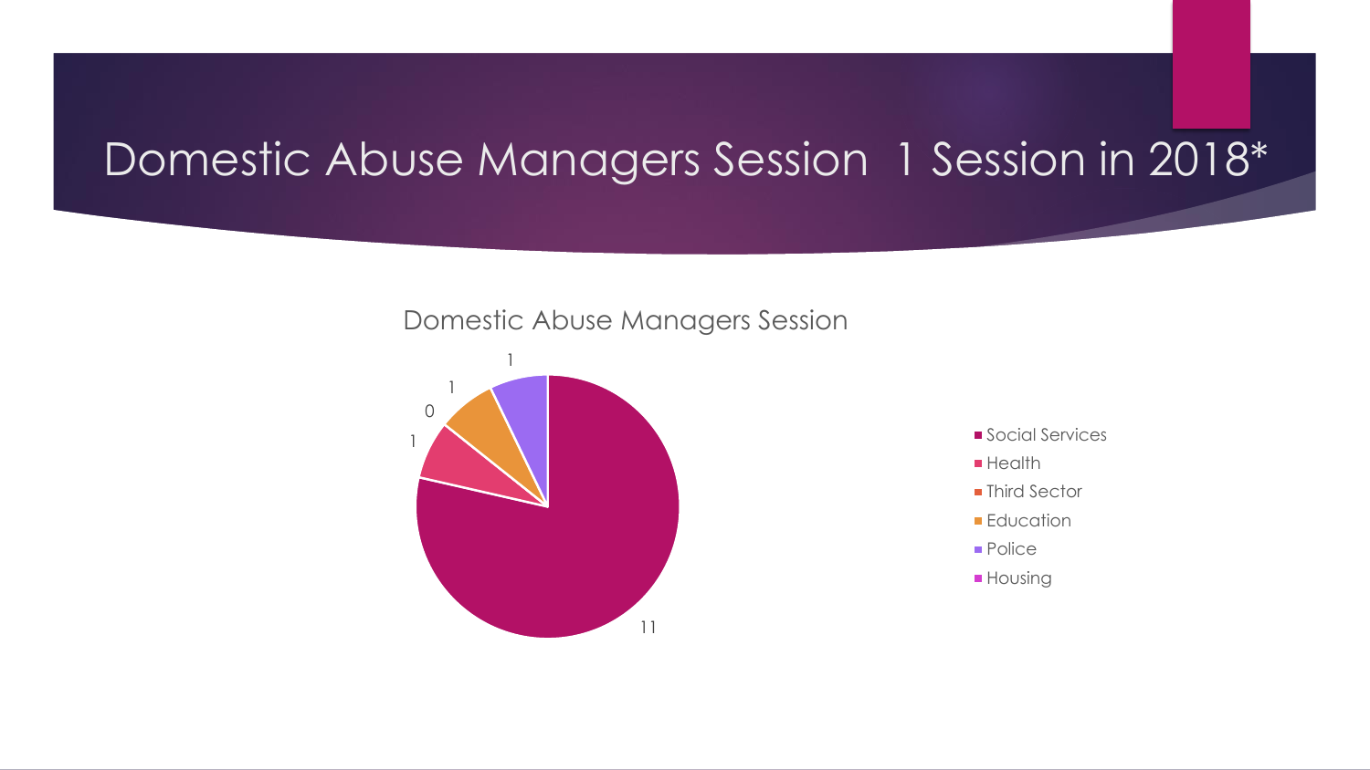# Domestic Abuse Managers Session 1 Session in 2018*

Domestic Abuse Managers Session

| Sector | Count |
| --- | --- |
| Social Services | 11 |
| Health | 1 |
| Third Sector | 0 |
| Education | 1 |
| Police | 1 |
| Housing | |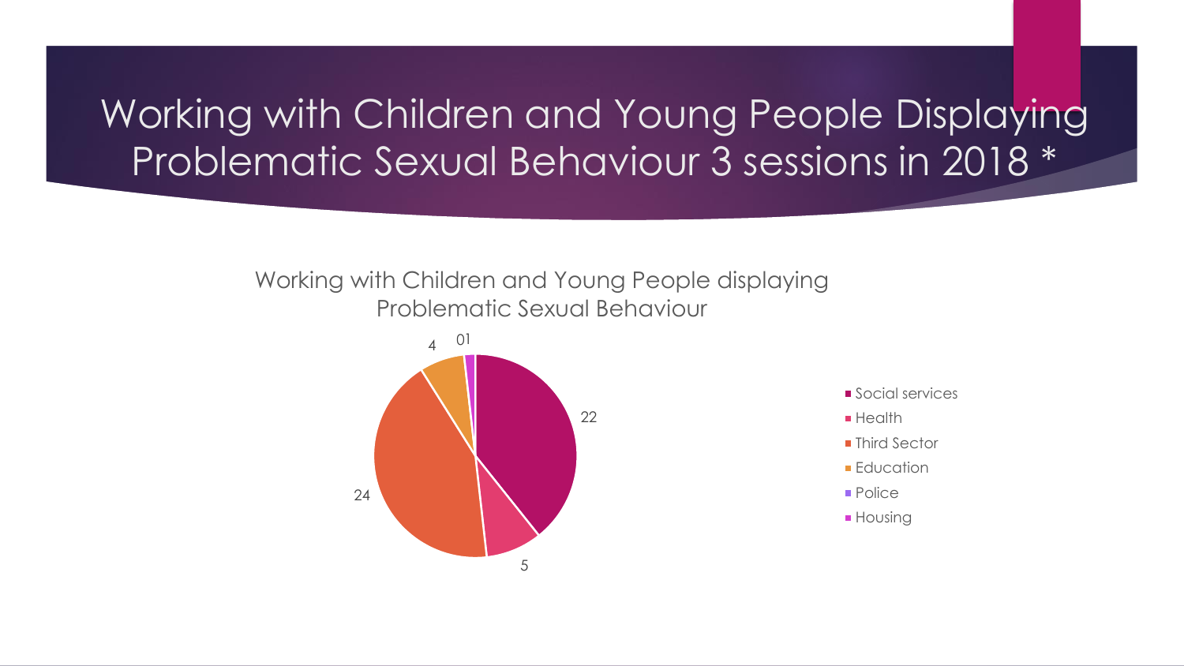# Working with Children and Young People Displaying Problematic Sexual Behaviour 3 sessions in 2018 *

Working with Children and Young People displaying Problematic Sexual Behaviour

| Sector | Value |
|---|---|
| Social services | 22 |
| Health | 5 |
| Third Sector | 24 |
| Education | 4 |
| Police | 0 |
| Housing | 1 |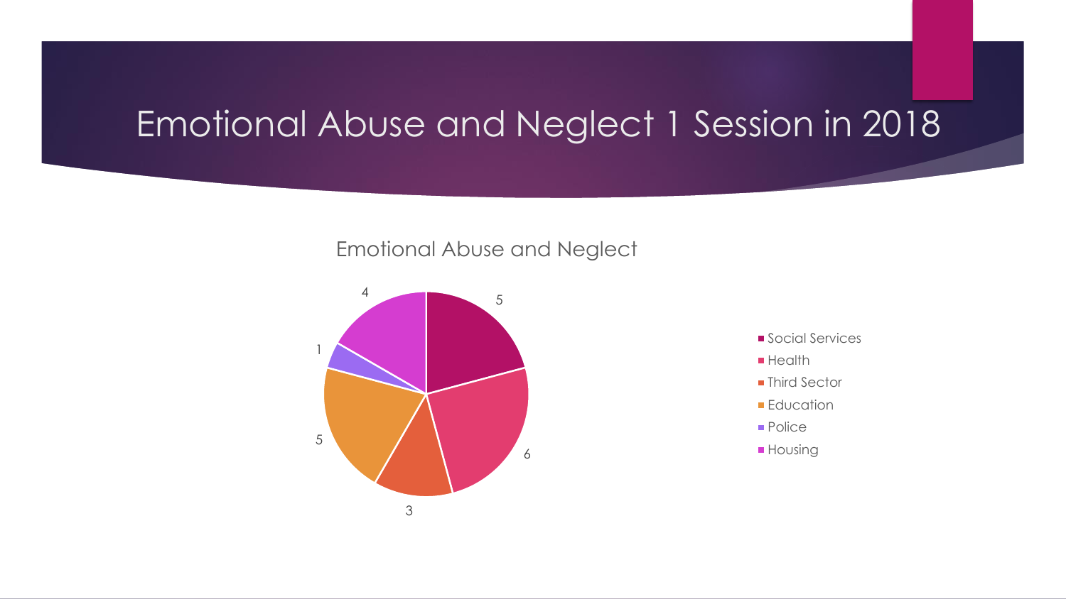# Emotional Abuse and Neglect 1 Session in 2018

Emotional Abuse and Neglect

| Category | Value |
|---|---|
| Social Services | 5 |
| Health | 6 |
| Third Sector | 3 |
| Education | 5 |
| Police | 1 |
| Housing | 4 |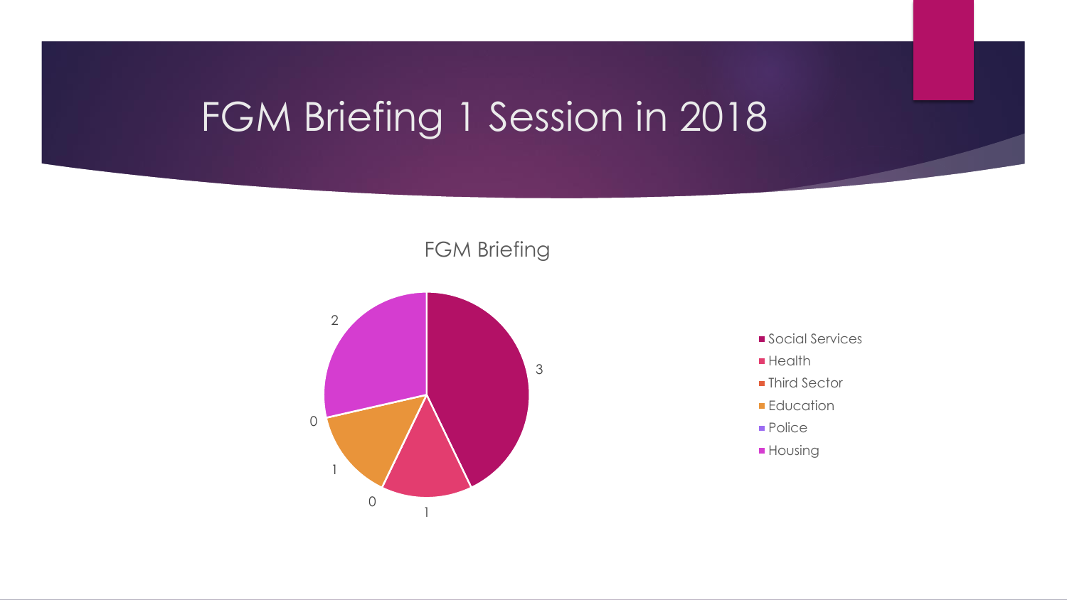# FGM Briefing 1 Session in 2018

FGM Briefing

| Sector | Count |
| --- | --- |
| Social Services | 3 |
| Health | 1 |
| Third Sector | 0 |
| Education | 1 |
| Police | 0 |
| Housing | 2 |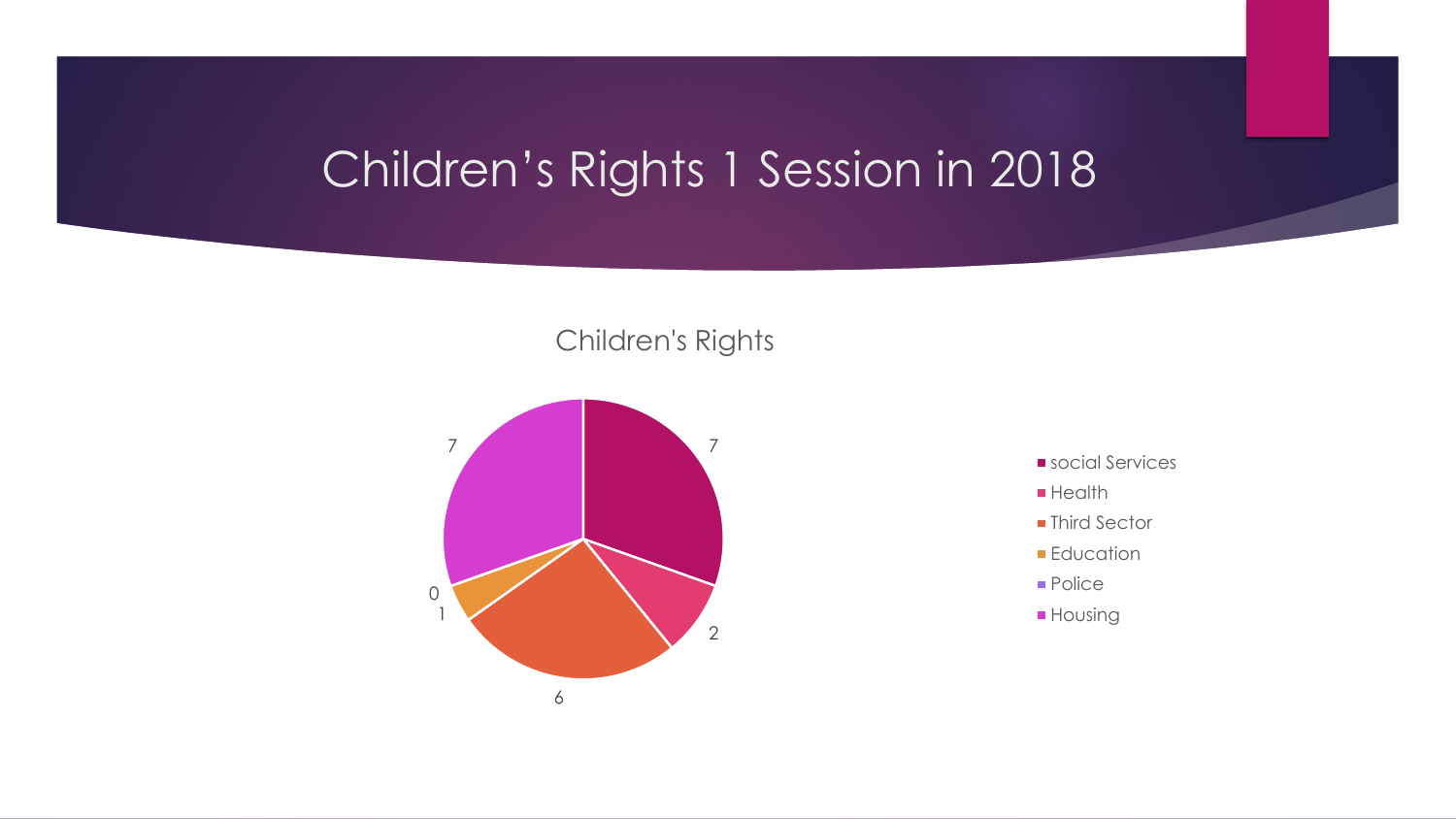# Children’s Rights 1 Session in 2018

Children's Rights

| Sector | Value |
| --- | --- |
| social Services | 7 |
| Health | 2 |
| Third Sector | 6 |
| Education | 1 |
| Police | 0 |
| Housing | 7 |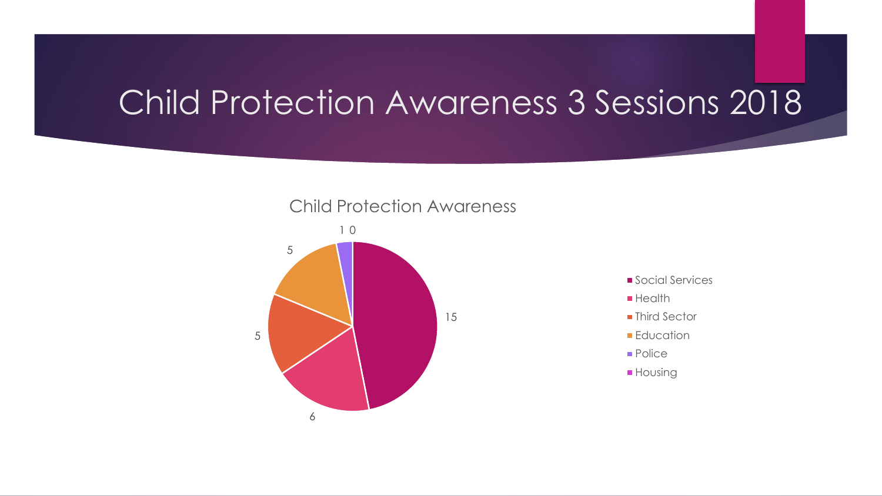# Child Protection Awareness 3 Sessions 2018

## Child Protection Awareness

| Sector | Count |
|---|---|
| Social Services | 15 |
| Health | 6 |
| Third Sector | 5 |
| Education | 5 |
| Police | 1 |
| Housing | 0 |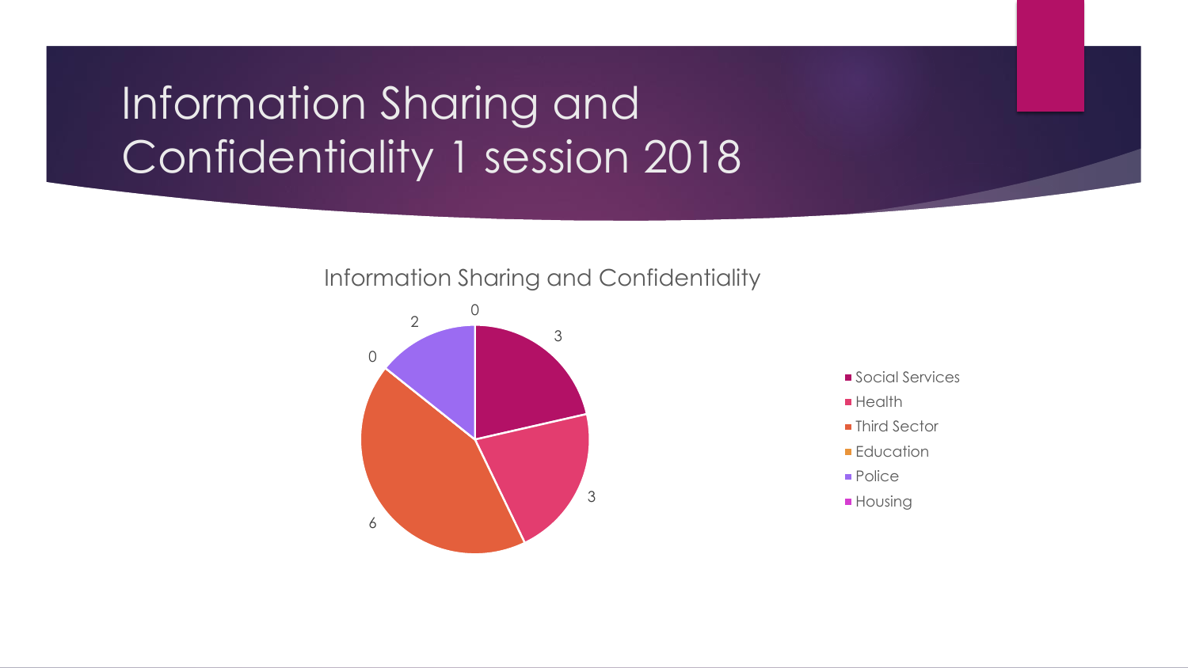# Information Sharing and Confidentiality 1 session 2018

Information Sharing and Confidentiality

| Sector | Count |
| --- | --- |
| Social Services | 3 |
| Health | 3 |
| Third Sector | 6 |
| Education | 0 |
| Police | 2 |
| Housing | 0 |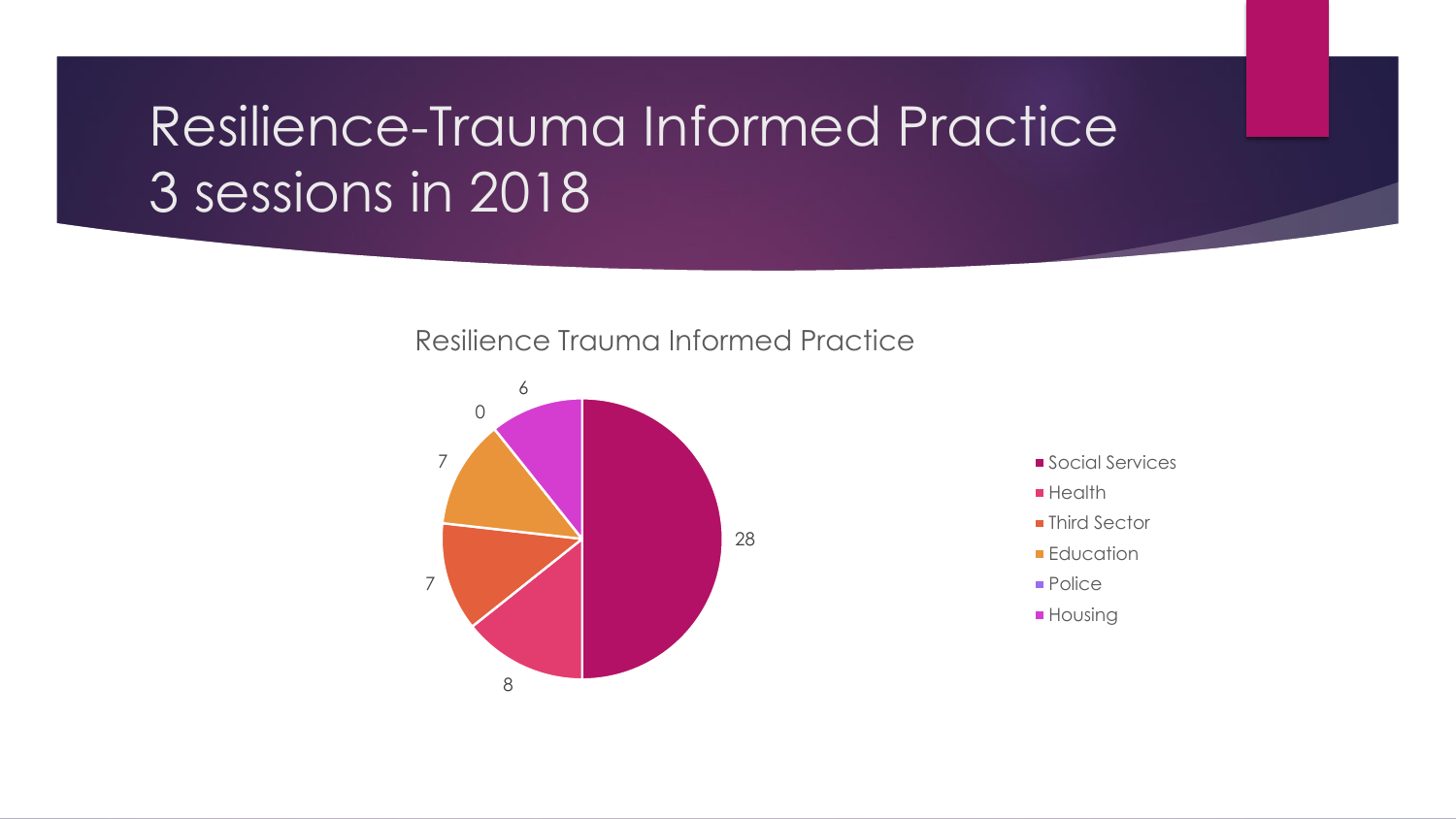# Resilience-Trauma Informed Practice 3 sessions in 2018

Resilience Trauma Informed Practice

| Sector | Count |
| --- | --- |
| Social Services | 28 |
| Health | 8 |
| Third Sector | 7 |
| Education | 7 |
| Police | 0 |
| Housing | 6 |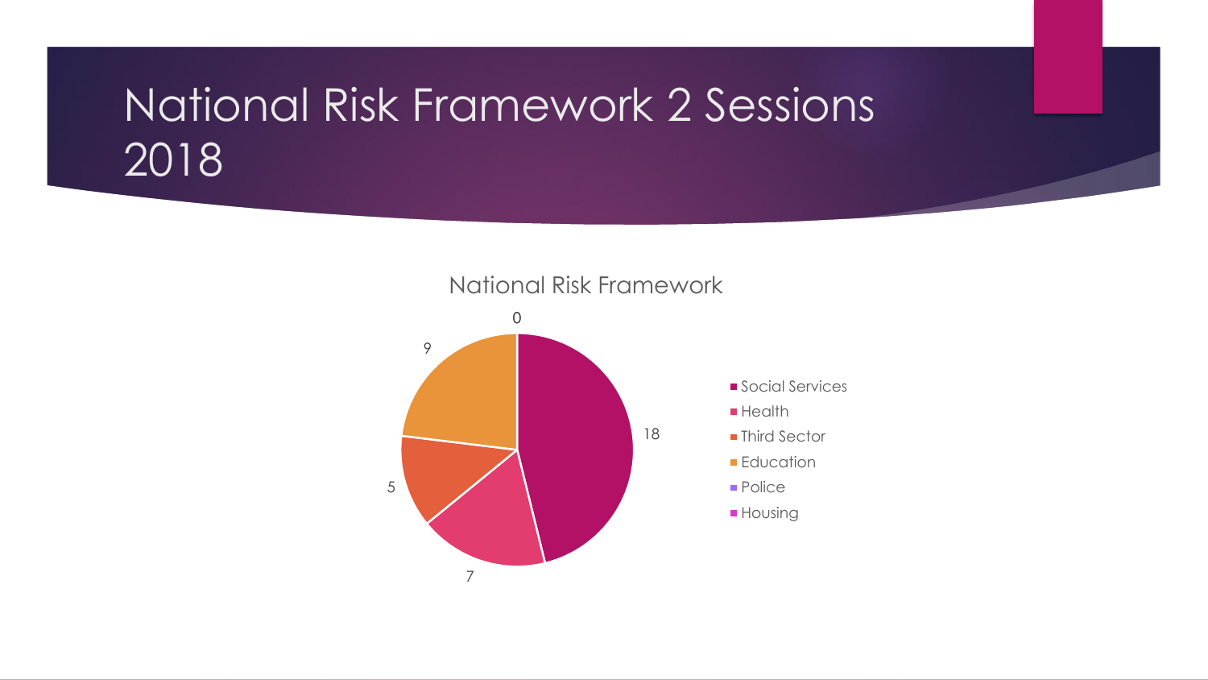# National Risk Framework 2 Sessions 2018

National Risk Framework

| Sector | Sessions |
| --- | --- |
| Social Services | 18 |
| Health | 7 |
| Third Sector | 5 |
| Education | 9 |
| Police | 0 |
| Housing | 0 |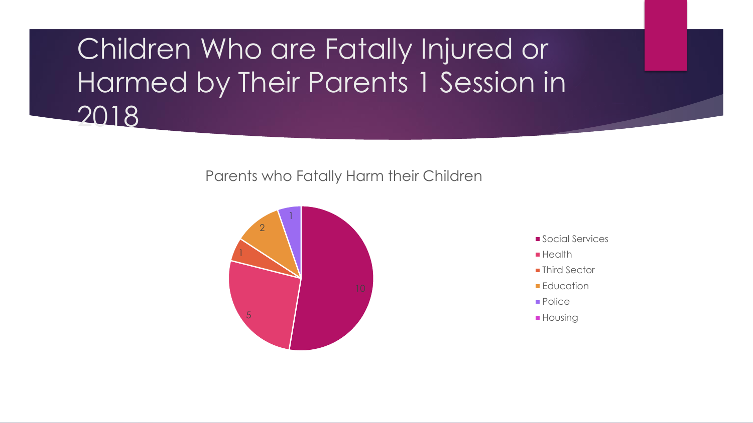# Children Who are Fatally Injured or Harmed by Their Parents 1 Session in 2018

Parents who Fatally Harm their Children

| Category | Value |
| --- | --- |
| Social Services | 10 |
| Health | 5 |
| Third Sector | 1 |
| Education | 2 |
| Police | 1 |
| Housing | |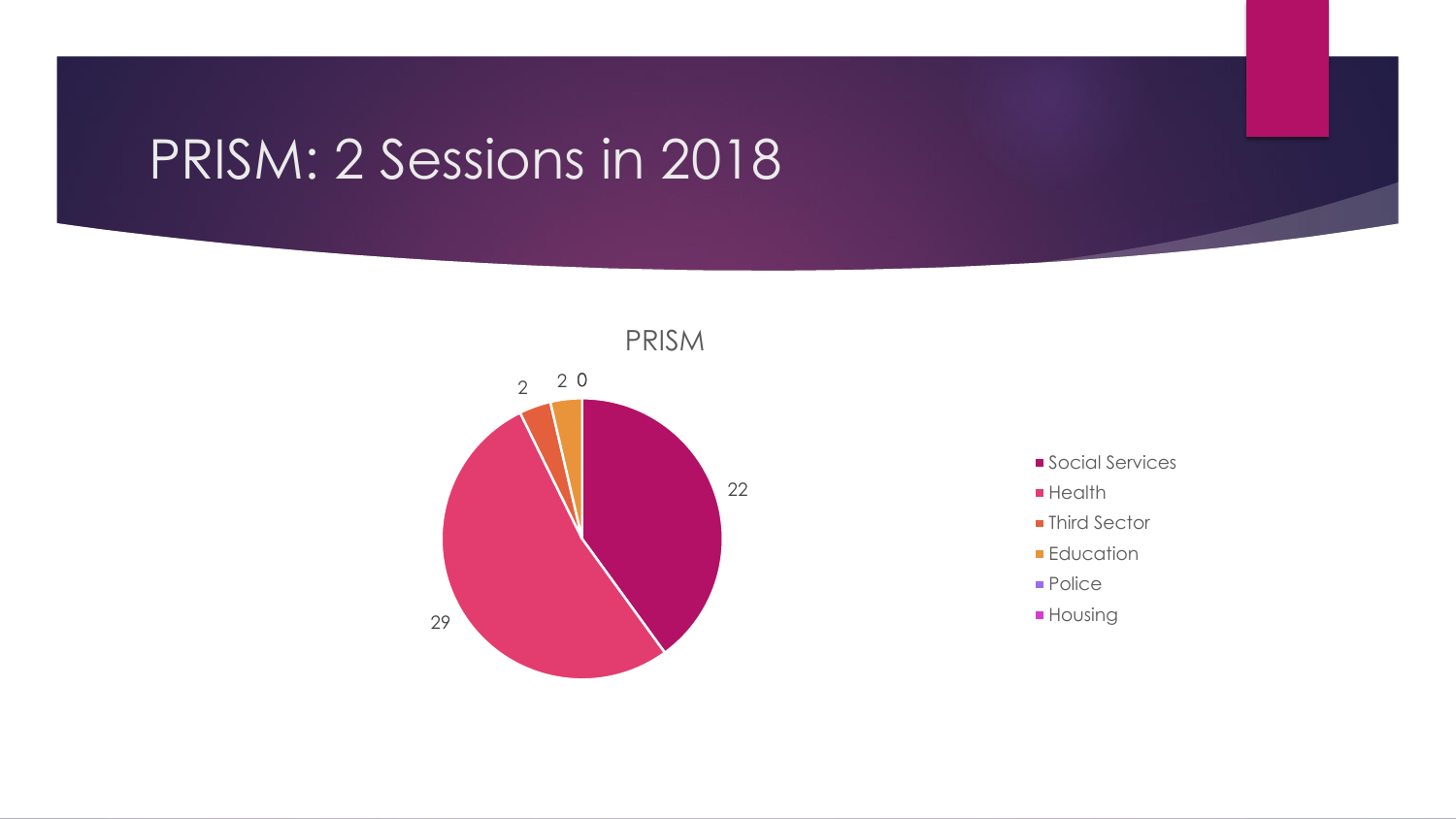# PRISM: 2 Sessions in 2018

PRISM

| Category | Value |
|---|---|
| Social Services | 22 |
| Health | 29 |
| Third Sector | 2 |
| Education | 2 |
| Police | 0 |
| Housing | |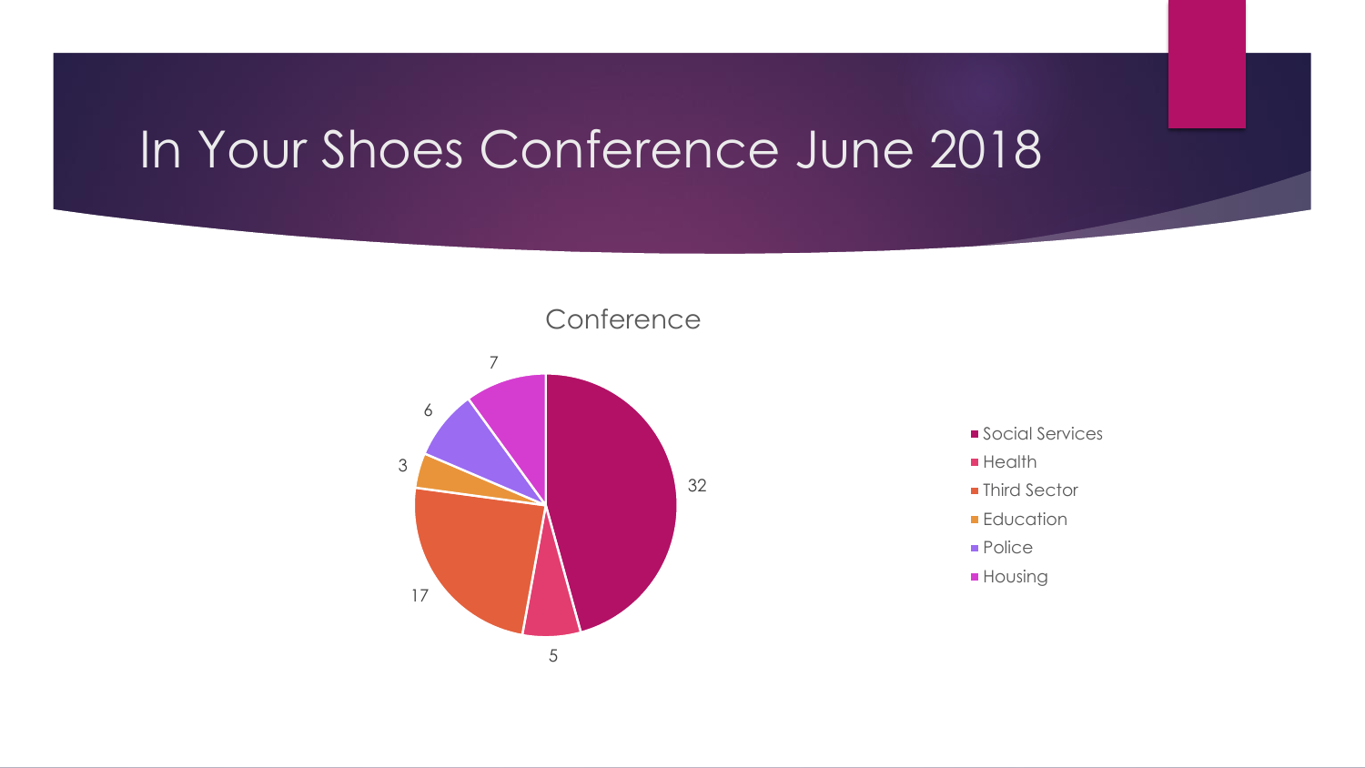# In Your Shoes Conference June 2018

## Conference

| Sector | Count |
| --- | --- |
| Social Services | 32 |
| Health | 5 |
| Third Sector | 17 |
| Education | 3 |
| Police | 6 |
| Housing | 7 |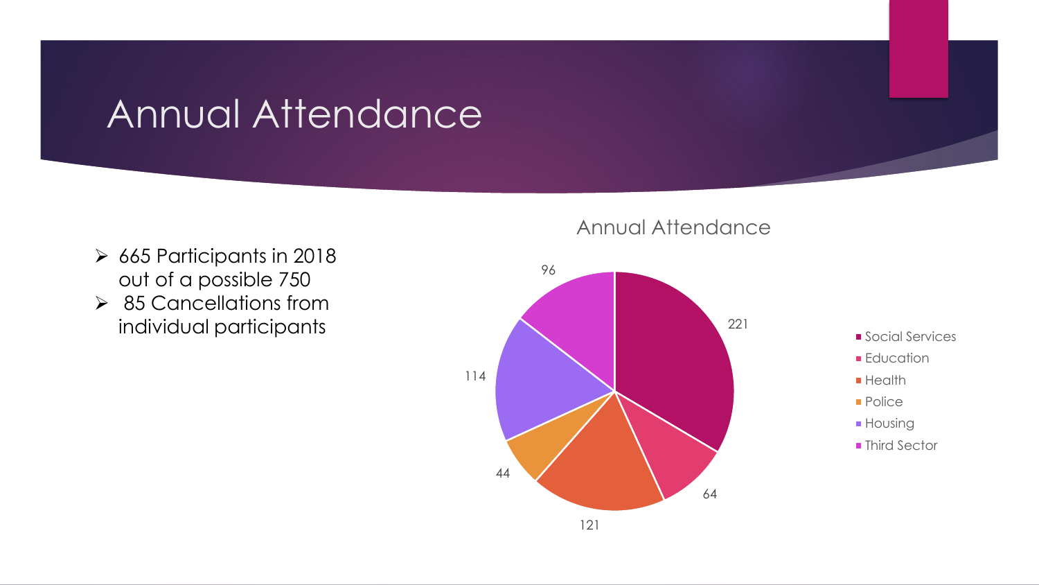# Annual Attendance

- 665 Participants in 2018 out of a possible 750
- 85 Cancellations from individual participants

## Annual Attendance

| Sector | Attendance |
| --- | --- |
| Social Services | 221 |
| Education | 64 |
| Health | 121 |
| Police | 44 |
| Housing | 114 |
| Third Sector | 96 |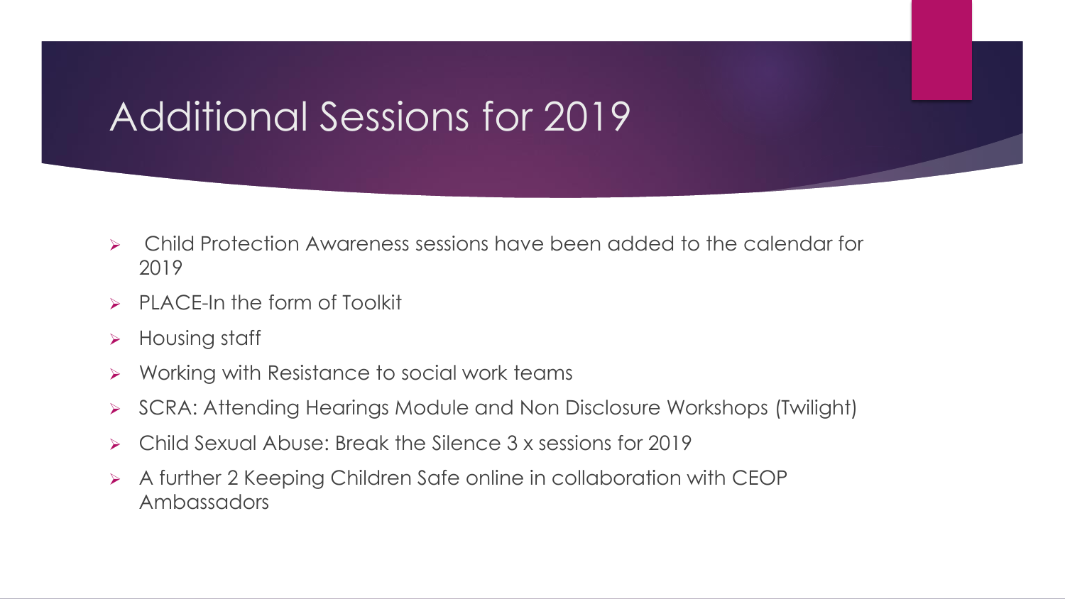# Additional Sessions for 2019

- Child Protection Awareness sessions have been added to the calendar for 2019
- PLACE-In the form of Toolkit
- Housing staff
- Working with Resistance to social work teams
- SCRA: Attending Hearings Module and Non Disclosure Workshops (Twilight)
- Child Sexual Abuse: Break the Silence 3 x sessions for 2019
- A further 2 Keeping Children Safe online in collaboration with CEOP Ambassadors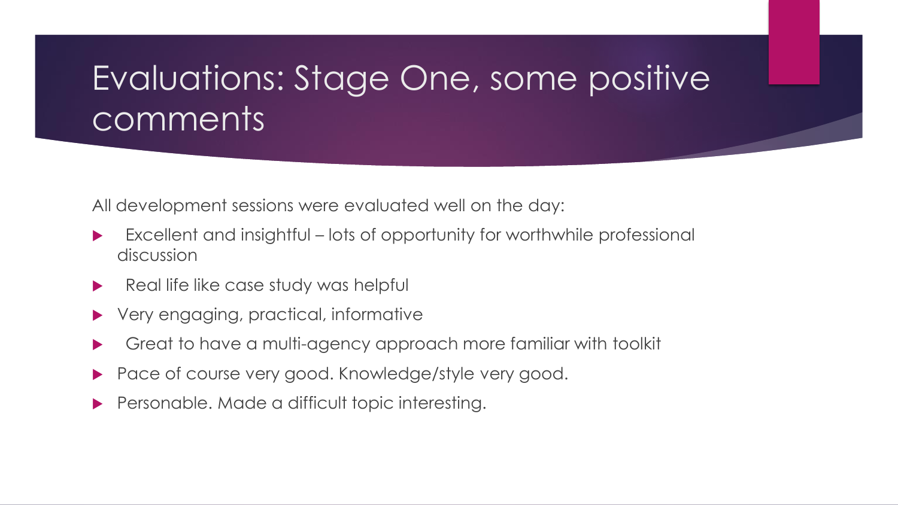# Evaluations: Stage One, some positive comments

All development sessions were evaluated well on the day:

- Excellent and insightful – lots of opportunity for worthwhile professional discussion
- Real life like case study was helpful
- Very engaging, practical, informative
- Great to have a multi-agency approach more familiar with toolkit
- Pace of course very good. Knowledge/style very good.
- Personable. Made a difficult topic interesting.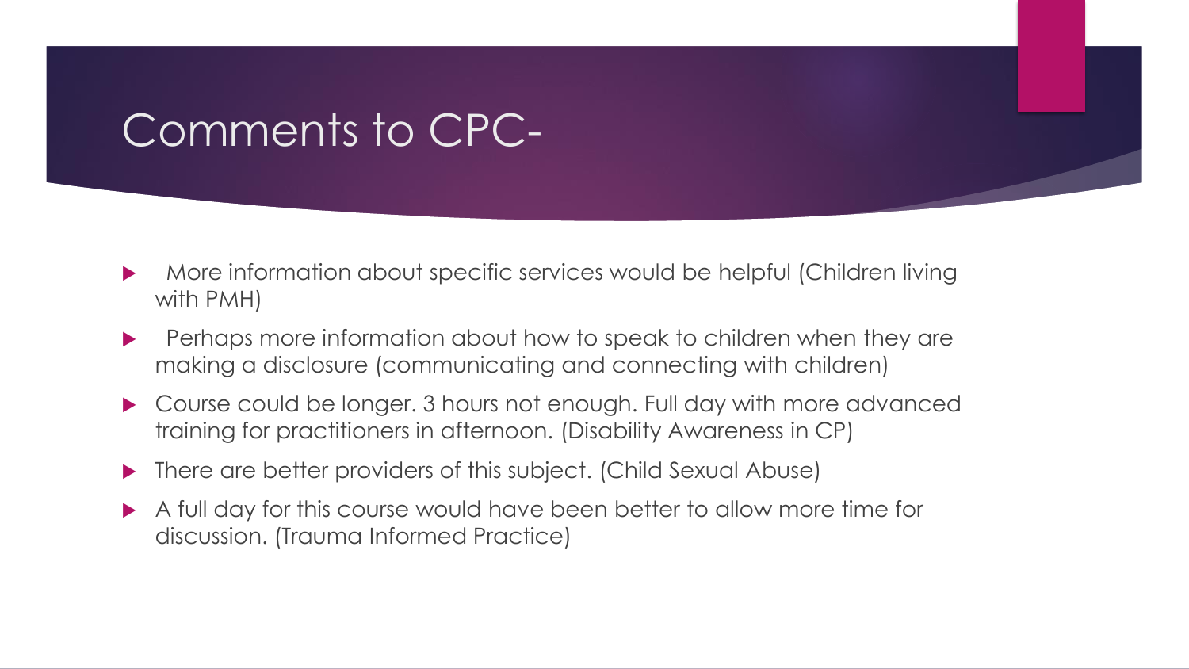# Comments to CPC-

- More information about specific services would be helpful (Children living with PMH)
- Perhaps more information about how to speak to children when they are making a disclosure (communicating and connecting with children)
- Course could be longer. 3 hours not enough. Full day with more advanced training for practitioners in afternoon. (Disability Awareness in CP)
- There are better providers of this subject. (Child Sexual Abuse)
- A full day for this course would have been better to allow more time for discussion. (Trauma Informed Practice)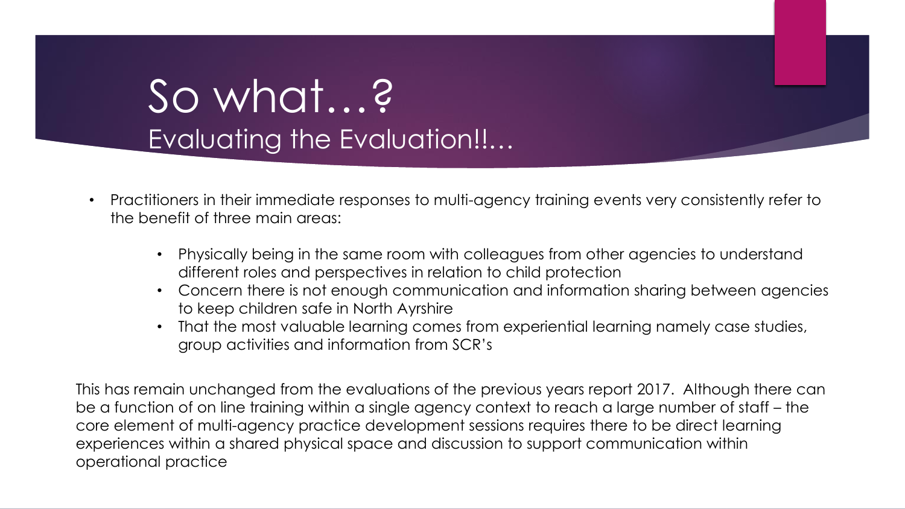# So what…?

## Evaluating the Evaluation!!…

- Practitioners in their immediate responses to multi-agency training events very consistently refer to the benefit of three main areas:
  - Physically being in the same room with colleagues from other agencies to understand different roles and perspectives in relation to child protection
  - Concern there is not enough communication and information sharing between agencies to keep children safe in North Ayrshire
  - That the most valuable learning comes from experiential learning namely case studies, group activities and information from SCR's

This has remain unchanged from the evaluations of the previous years report 2017. Although there can be a function of on line training within a single agency context to reach a large number of staff – the core element of multi-agency practice development sessions requires there to be direct learning experiences within a shared physical space and discussion to support communication within operational practice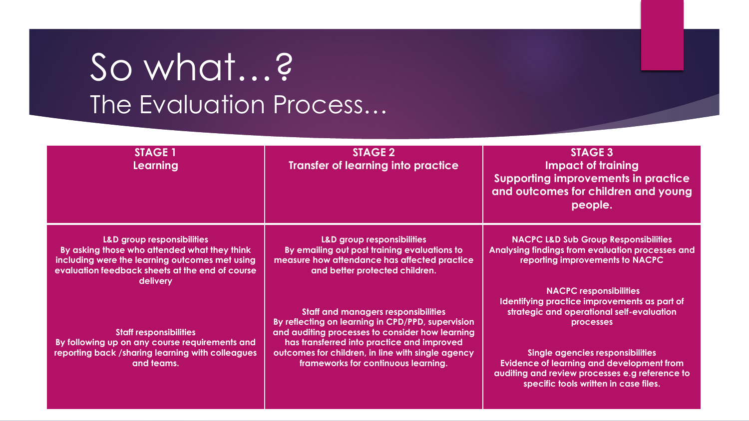# So what…?

## The Evaluation Process…

| STAGE 1<br>Learning | STAGE 2<br>Transfer of learning into practice | STAGE 3<br>Impact of training<br>Supporting improvements in practice and outcomes for children and young people. |
|---|---|---|
| **L&D group responsibilities**<br>By asking those who attended what they think including were the learning outcomes met using evaluation feedback sheets at the end of course delivery<br><br>**Staff responsibilities**<br>By following up on any course requirements and reporting back /sharing learning with colleagues and teams. | **L&D group responsibilities**<br>By emailing out post training evaluations to measure how attendance has affected practice and better protected children.<br><br>**Staff and managers responsibilities**<br>By reflecting on learning in CPD/PPD, supervision and auditing processes to consider how learning has transferred into practice and improved outcomes for children, in line with single agency frameworks for continuous learning. | **NACPC L&D Sub Group Responsibilities**<br>Analysing findings from evaluation processes and reporting improvements to NACPC<br><br>**NACPC responsibilities**<br>Identifying practice improvements as part of strategic and operational self-evaluation processes<br><br>**Single agencies responsibilities**<br>Evidence of learning and development from auditing and review processes e.g reference to specific tools written in case files. |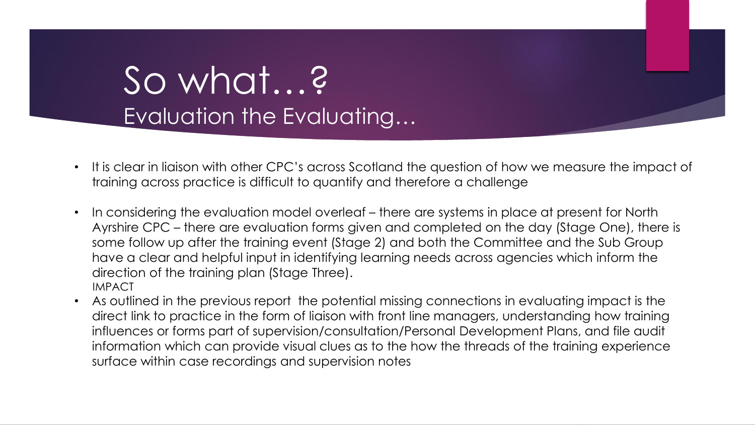# So what…?

## Evaluation the Evaluating…

- It is clear in liaison with other CPC's across Scotland the question of how we measure the impact of training across practice is difficult to quantify and therefore a challenge

- In considering the evaluation model overleaf – there are systems in place at present for North Ayrshire CPC – there are evaluation forms given and completed on the day (Stage One), there is some follow up after the training event (Stage 2) and both the Committee and the Sub Group have a clear and helpful input in identifying learning needs across agencies which inform the direction of the training plan (Stage Three).

IMPACT

- As outlined in the previous report the potential missing connections in evaluating impact is the direct link to practice in the form of liaison with front line managers, understanding how training influences or forms part of supervision/consultation/Personal Development Plans, and file audit information which can provide visual clues as to the how the threads of the training experience surface within case recordings and supervision notes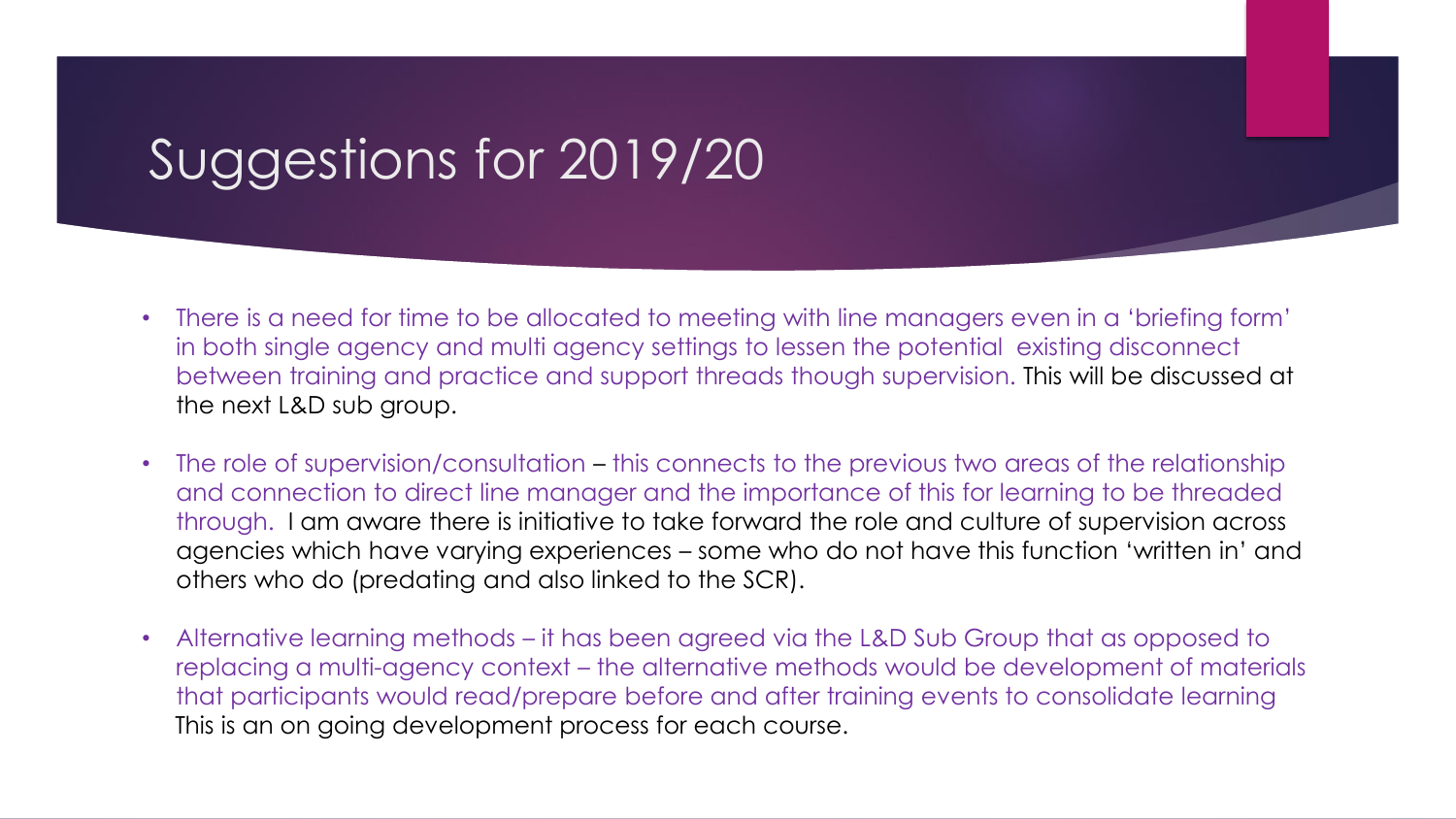# Suggestions for 2019/20

- There is a need for time to be allocated to meeting with line managers even in a 'briefing form' in both single agency and multi agency settings to lessen the potential existing disconnect between training and practice and support threads though supervision. This will be discussed at the next L&D sub group.

- The role of supervision/consultation – this connects to the previous two areas of the relationship and connection to direct line manager and the importance of this for learning to be threaded through. I am aware there is initiative to take forward the role and culture of supervision across agencies which have varying experiences – some who do not have this function 'written in' and others who do (predating and also linked to the SCR).

- Alternative learning methods – it has been agreed via the L&D Sub Group that as opposed to replacing a multi-agency context – the alternative methods would be development of materials that participants would read/prepare before and after training events to consolidate learning This is an on going development process for each course.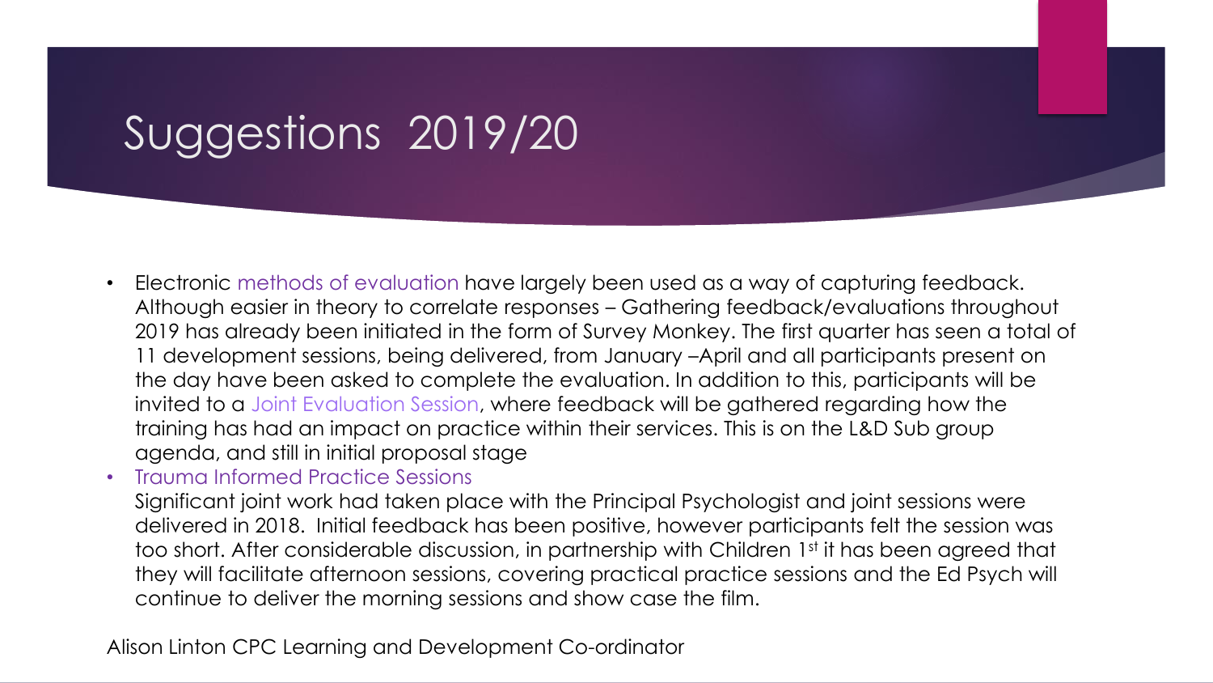# Suggestions 2019/20

- Electronic methods of evaluation have largely been used as a way of capturing feedback. Although easier in theory to correlate responses – Gathering feedback/evaluations throughout 2019 has already been initiated in the form of Survey Monkey. The first quarter has seen a total of 11 development sessions, being delivered, from January –April and all participants present on the day have been asked to complete the evaluation. In addition to this, participants will be invited to a Joint Evaluation Session, where feedback will be gathered regarding how the training has had an impact on practice within their services. This is on the L&D Sub group agenda, and still in initial proposal stage
- Trauma Informed Practice Sessions
  Significant joint work had taken place with the Principal Psychologist and joint sessions were delivered in 2018. Initial feedback has been positive, however participants felt the session was too short. After considerable discussion, in partnership with Children 1st it has been agreed that they will facilitate afternoon sessions, covering practical practice sessions and the Ed Psych will continue to deliver the morning sessions and show case the film.

Alison Linton CPC Learning and Development Co-ordinator